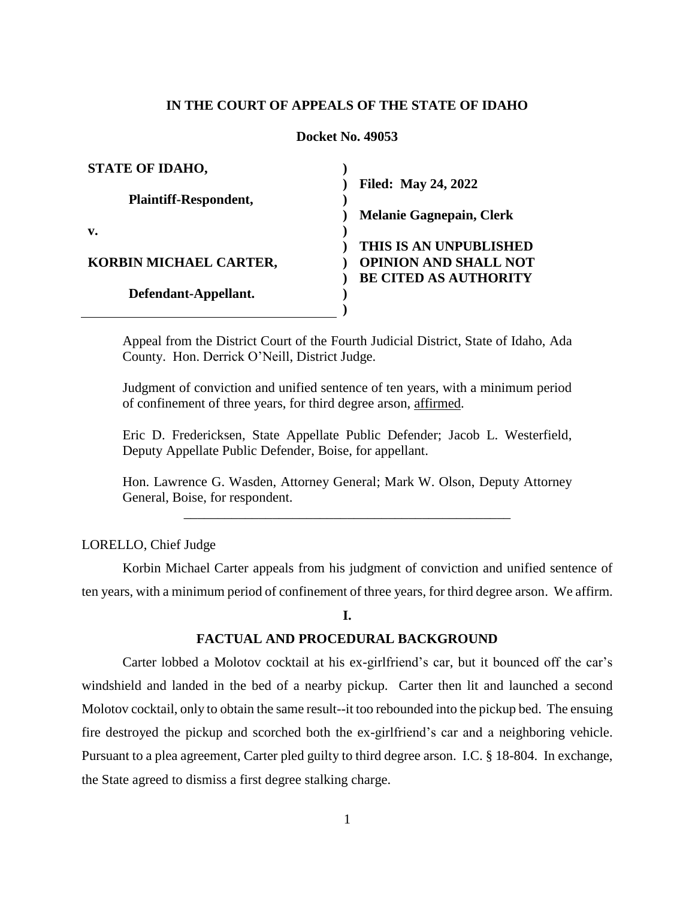**IN THE COURT OF APPEALS OF THE STATE OF IDAHO**

**Docket No. 49053**

| | |
|---|---|
| **STATE OF IDAHO,** | |
| **Plaintiff-Respondent,** | **Filed: May 24, 2022** |
| **v.** | **Melanie Gagnepain, Clerk** |
| **KORBIN MICHAEL CARTER,** | **THIS IS AN UNPUBLISHED OPINION AND SHALL NOT BE CITED AS AUTHORITY** |
| **Defendant-Appellant.** | |

Appeal from the District Court of the Fourth Judicial District, State of Idaho, Ada County. Hon. Derrick O'Neill, District Judge.

Judgment of conviction and unified sentence of ten years, with a minimum period of confinement of three years, for third degree arson, affirmed.

Eric D. Fredericksen, State Appellate Public Defender; Jacob L. Westerfield, Deputy Appellate Public Defender, Boise, for appellant.

Hon. Lawrence G. Wasden, Attorney General; Mark W. Olson, Deputy Attorney General, Boise, for respondent.

---

LORELLO, Chief Judge

Korbin Michael Carter appeals from his judgment of conviction and unified sentence of ten years, with a minimum period of confinement of three years, for third degree arson. We affirm.

## I.

## FACTUAL AND PROCEDURAL BACKGROUND

Carter lobbed a Molotov cocktail at his ex-girlfriend's car, but it bounced off the car's windshield and landed in the bed of a nearby pickup. Carter then lit and launched a second Molotov cocktail, only to obtain the same result--it too rebounded into the pickup bed. The ensuing fire destroyed the pickup and scorched both the ex-girlfriend's car and a neighboring vehicle. Pursuant to a plea agreement, Carter pled guilty to third degree arson. I.C. § 18-804. In exchange, the State agreed to dismiss a first degree stalking charge.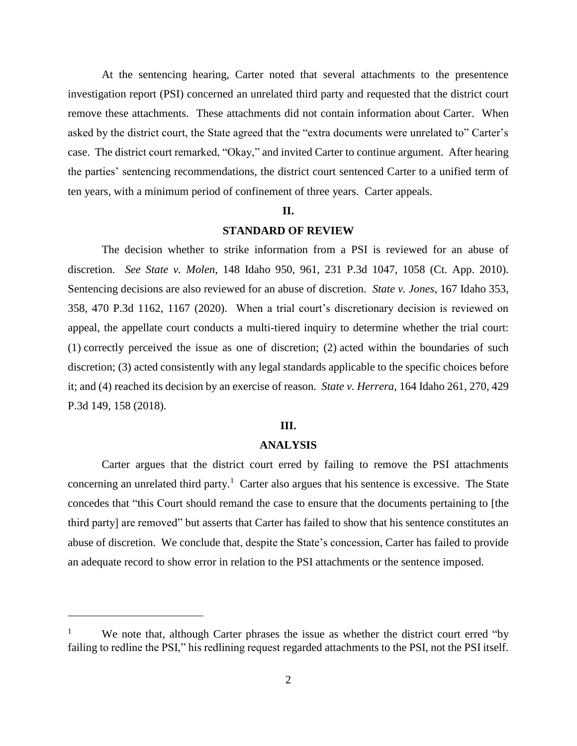At the sentencing hearing, Carter noted that several attachments to the presentence investigation report (PSI) concerned an unrelated third party and requested that the district court remove these attachments. These attachments did not contain information about Carter. When asked by the district court, the State agreed that the "extra documents were unrelated to" Carter's case. The district court remarked, "Okay," and invited Carter to continue argument. After hearing the parties' sentencing recommendations, the district court sentenced Carter to a unified term of ten years, with a minimum period of confinement of three years. Carter appeals.

## II.

## STANDARD OF REVIEW

The decision whether to strike information from a PSI is reviewed for an abuse of discretion. *See State v. Molen*, 148 Idaho 950, 961, 231 P.3d 1047, 1058 (Ct. App. 2010). Sentencing decisions are also reviewed for an abuse of discretion. *State v. Jones*, 167 Idaho 353, 358, 470 P.3d 1162, 1167 (2020). When a trial court's discretionary decision is reviewed on appeal, the appellate court conducts a multi-tiered inquiry to determine whether the trial court: (1) correctly perceived the issue as one of discretion; (2) acted within the boundaries of such discretion; (3) acted consistently with any legal standards applicable to the specific choices before it; and (4) reached its decision by an exercise of reason. *State v. Herrera*, 164 Idaho 261, 270, 429 P.3d 149, 158 (2018).

## III.

## ANALYSIS

Carter argues that the district court erred by failing to remove the PSI attachments concerning an unrelated third party.[1] Carter also argues that his sentence is excessive. The State concedes that "this Court should remand the case to ensure that the documents pertaining to [the third party] are removed" but asserts that Carter has failed to show that his sentence constitutes an abuse of discretion. We conclude that, despite the State's concession, Carter has failed to provide an adequate record to show error in relation to the PSI attachments or the sentence imposed.

---

[1] We note that, although Carter phrases the issue as whether the district court erred "by failing to redline the PSI," his redlining request regarded attachments to the PSI, not the PSI itself.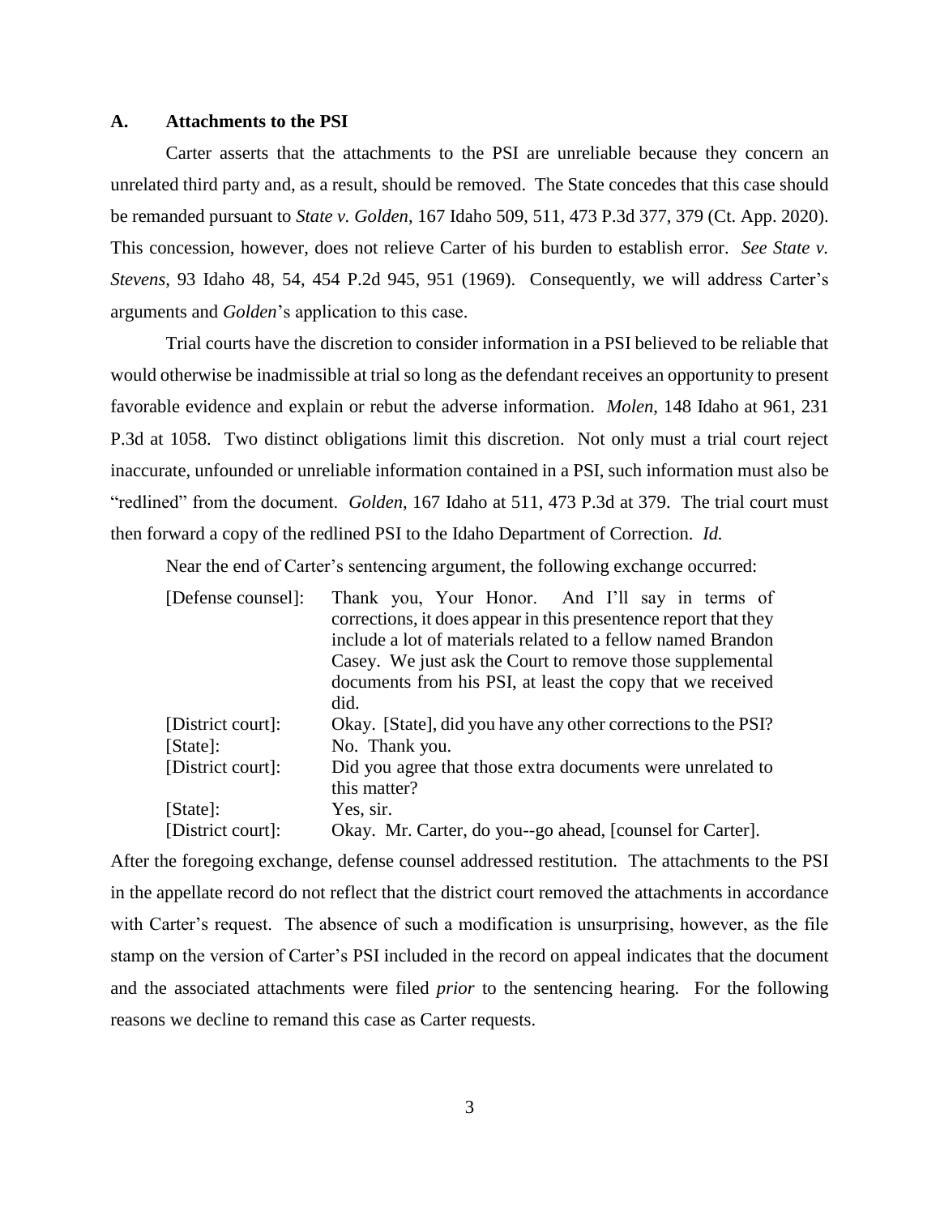### A. Attachments to the PSI

Carter asserts that the attachments to the PSI are unreliable because they concern an unrelated third party and, as a result, should be removed. The State concedes that this case should be remanded pursuant to *State v. Golden*, 167 Idaho 509, 511, 473 P.3d 377, 379 (Ct. App. 2020). This concession, however, does not relieve Carter of his burden to establish error. *See State v. Stevens*, 93 Idaho 48, 54, 454 P.2d 945, 951 (1969). Consequently, we will address Carter's arguments and *Golden*'s application to this case.

Trial courts have the discretion to consider information in a PSI believed to be reliable that would otherwise be inadmissible at trial so long as the defendant receives an opportunity to present favorable evidence and explain or rebut the adverse information. *Molen*, 148 Idaho at 961, 231 P.3d at 1058. Two distinct obligations limit this discretion. Not only must a trial court reject inaccurate, unfounded or unreliable information contained in a PSI, such information must also be "redlined" from the document. *Golden*, 167 Idaho at 511, 473 P.3d at 379. The trial court must then forward a copy of the redlined PSI to the Idaho Department of Correction. *Id.*

Near the end of Carter's sentencing argument, the following exchange occurred:

| | |
|---|---|
| [Defense counsel]: | Thank you, Your Honor. And I'll say in terms of corrections, it does appear in this presentence report that they include a lot of materials related to a fellow named Brandon Casey. We just ask the Court to remove those supplemental documents from his PSI, at least the copy that we received did. |
| [District court]: | Okay. [State], did you have any other corrections to the PSI? |
| [State]: | No. Thank you. |
| [District court]: | Did you agree that those extra documents were unrelated to this matter? |
| [State]: | Yes, sir. |
| [District court]: | Okay. Mr. Carter, do you--go ahead, [counsel for Carter]. |

After the foregoing exchange, defense counsel addressed restitution. The attachments to the PSI in the appellate record do not reflect that the district court removed the attachments in accordance with Carter's request. The absence of such a modification is unsurprising, however, as the file stamp on the version of Carter's PSI included in the record on appeal indicates that the document and the associated attachments were filed *prior* to the sentencing hearing. For the following reasons we decline to remand this case as Carter requests.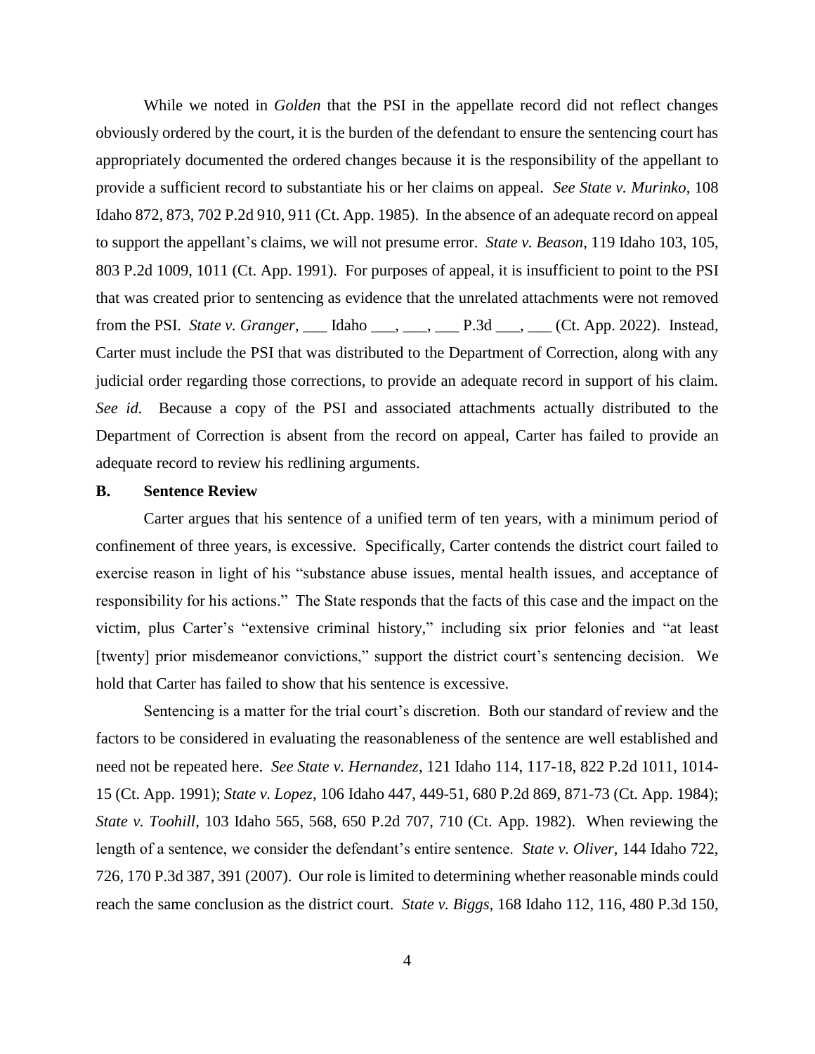While we noted in *Golden* that the PSI in the appellate record did not reflect changes obviously ordered by the court, it is the burden of the defendant to ensure the sentencing court has appropriately documented the ordered changes because it is the responsibility of the appellant to provide a sufficient record to substantiate his or her claims on appeal. *See State v. Murinko*, 108 Idaho 872, 873, 702 P.2d 910, 911 (Ct. App. 1985). In the absence of an adequate record on appeal to support the appellant's claims, we will not presume error. *State v. Beason*, 119 Idaho 103, 105, 803 P.2d 1009, 1011 (Ct. App. 1991). For purposes of appeal, it is insufficient to point to the PSI that was created prior to sentencing as evidence that the unrelated attachments were not removed from the PSI. *State v. Granger*, ___ Idaho ___, ___, ___ P.3d ___, ___ (Ct. App. 2022). Instead, Carter must include the PSI that was distributed to the Department of Correction, along with any judicial order regarding those corrections, to provide an adequate record in support of his claim. *See id.* Because a copy of the PSI and associated attachments actually distributed to the Department of Correction is absent from the record on appeal, Carter has failed to provide an adequate record to review his redlining arguments.

### B. Sentence Review

Carter argues that his sentence of a unified term of ten years, with a minimum period of confinement of three years, is excessive. Specifically, Carter contends the district court failed to exercise reason in light of his "substance abuse issues, mental health issues, and acceptance of responsibility for his actions." The State responds that the facts of this case and the impact on the victim, plus Carter's "extensive criminal history," including six prior felonies and "at least [twenty] prior misdemeanor convictions," support the district court's sentencing decision. We hold that Carter has failed to show that his sentence is excessive.

Sentencing is a matter for the trial court's discretion. Both our standard of review and the factors to be considered in evaluating the reasonableness of the sentence are well established and need not be repeated here. *See State v. Hernandez*, 121 Idaho 114, 117-18, 822 P.2d 1011, 1014-15 (Ct. App. 1991); *State v. Lopez*, 106 Idaho 447, 449-51, 680 P.2d 869, 871-73 (Ct. App. 1984); *State v. Toohill*, 103 Idaho 565, 568, 650 P.2d 707, 710 (Ct. App. 1982). When reviewing the length of a sentence, we consider the defendant's entire sentence. *State v. Oliver*, 144 Idaho 722, 726, 170 P.3d 387, 391 (2007). Our role is limited to determining whether reasonable minds could reach the same conclusion as the district court. *State v. Biggs*, 168 Idaho 112, 116, 480 P.3d 150,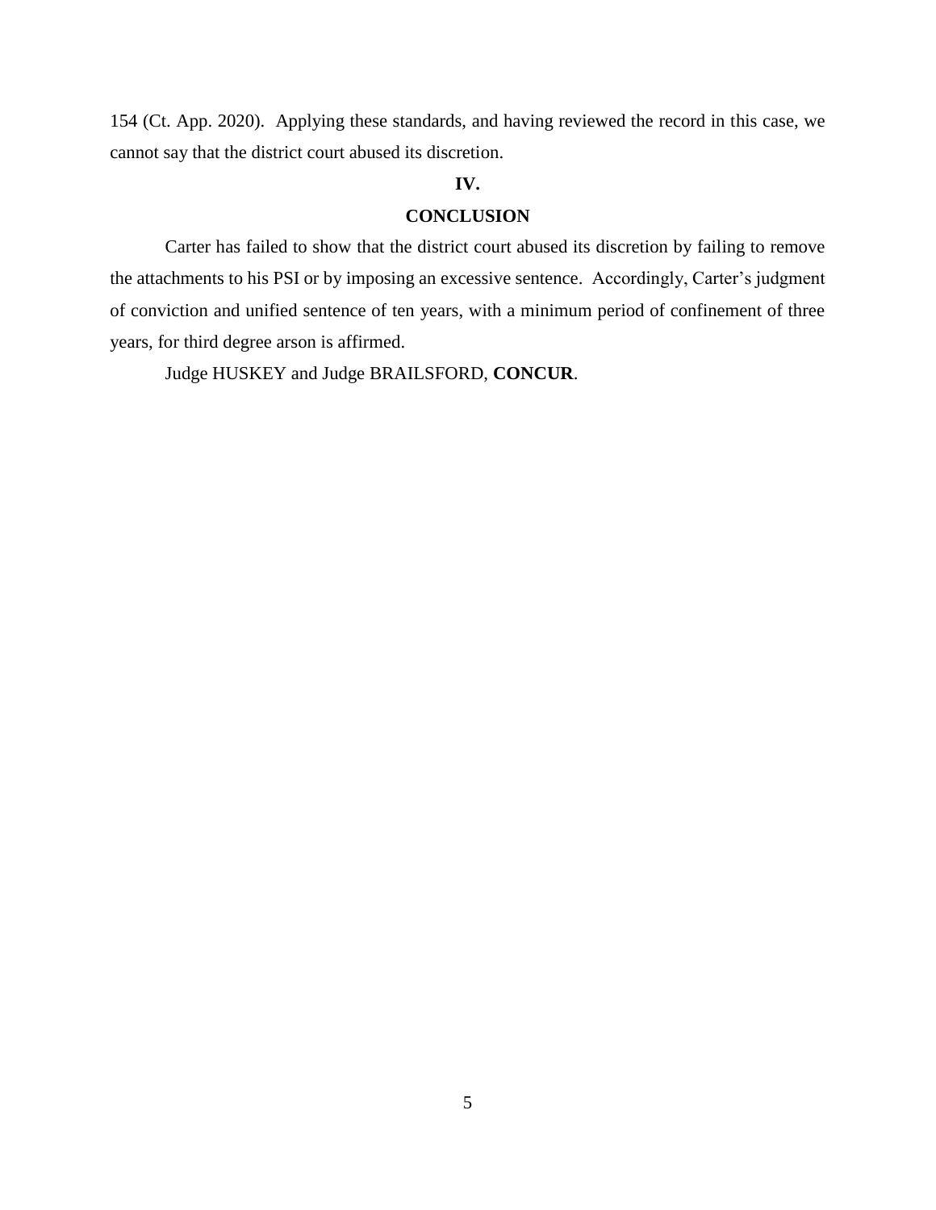154 (Ct. App. 2020). Applying these standards, and having reviewed the record in this case, we cannot say that the district court abused its discretion.

## IV.

## CONCLUSION

Carter has failed to show that the district court abused its discretion by failing to remove the attachments to his PSI or by imposing an excessive sentence. Accordingly, Carter's judgment of conviction and unified sentence of ten years, with a minimum period of confinement of three years, for third degree arson is affirmed.

Judge HUSKEY and Judge BRAILSFORD, **CONCUR**.